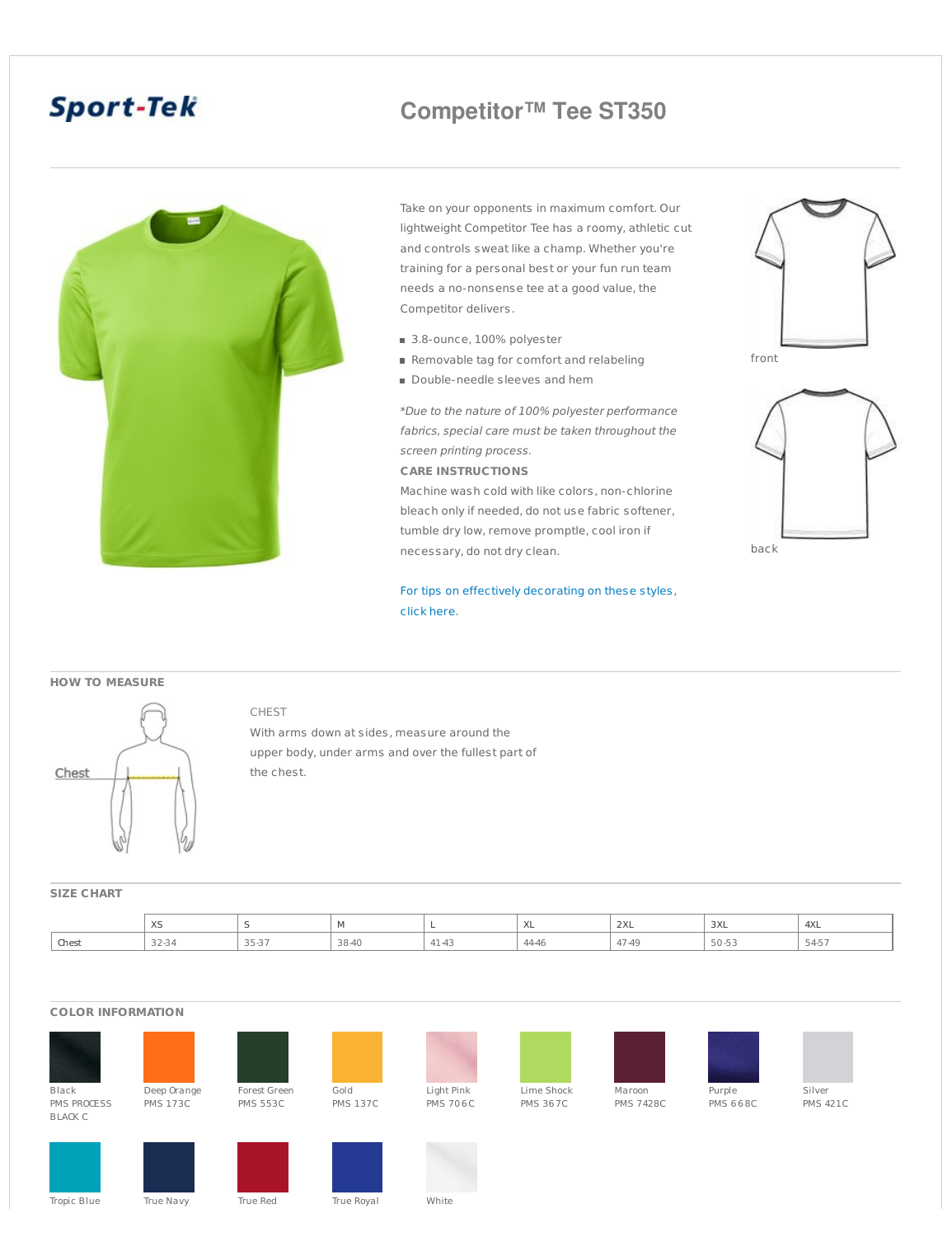Sport-Tek

# Competitor™ Tee ST350

Take on your opponents in maximum comfort. Our lightweight Competitor Tee has a roomy, athletic cut and controls sweat like a champ. Whether you're training for a personal best or your fun run team needs a no-nonsense tee at a good value, the Competitor delivers.

- 3.8-ounce, 100% polyester
- Removable tag for comfort and relabeling
- Double-needle sleeves and hem

*\*Due to the nature of 100% polyester performance fabrics, special care must be taken throughout the screen printing process.*

**CARE INSTRUCTIONS**

Machine wash cold with like colors, non-chlorine bleach only if needed, do not use fabric softener, tumble dry low, remove promptle, cool iron if necessary, do not dry clean.

For tips on effectively decorating on these styles, click here.

front

back

## HOW TO MEASURE

Chest

CHEST

With arms down at sides, measure around the upper body, under arms and over the fullest part of the chest.

## SIZE CHART

| | XS | S | M | L | XL | 2XL | 3XL | 4XL |
|---|---|---|---|---|---|---|---|---|
| Chest | 32-34 | 35-37 | 38-40 | 41-43 | 44-46 | 47-49 | 50-53 | 54-57 |

## COLOR INFORMATION

- Black PMS PROCESS BLACK C
- Deep Orange PMS 173C
- Forest Green PMS 553C
- Gold PMS 137C
- Light Pink PMS 706C
- Lime Shock PMS 367C
- Maroon PMS 7428C
- Purple PMS 668C
- Silver PMS 421C
- Tropic Blue
- True Navy
- True Red
- True Royal
- White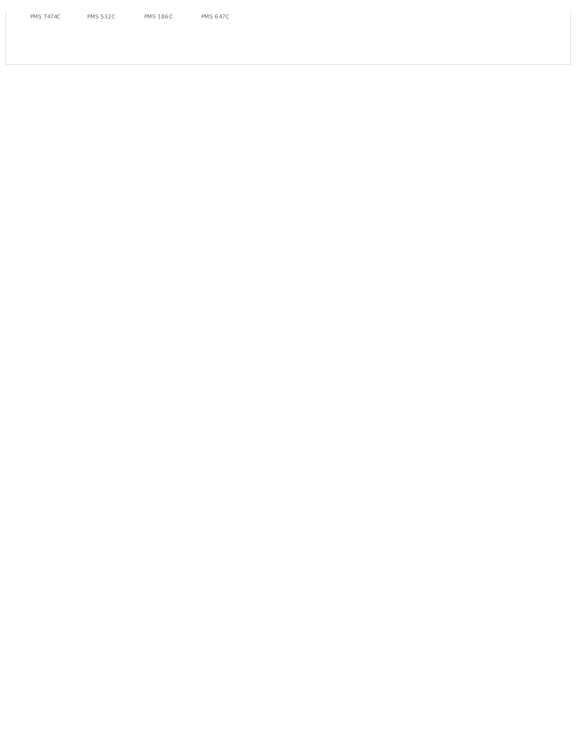PMS 7474C PMS 532C PMS 186C PMS 647C